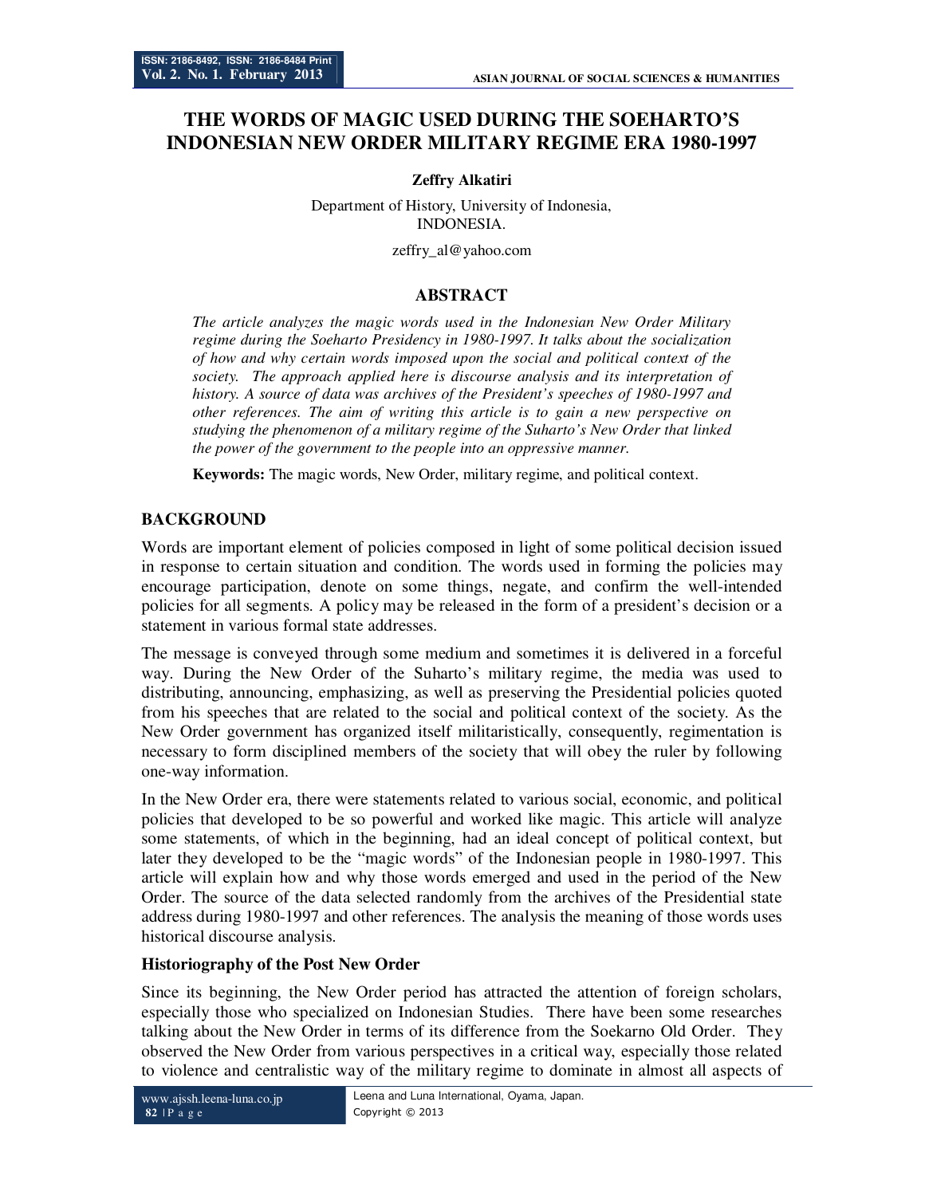# THE WORDS OF MAGIC USED DURING THE SOEHARTO'S INDONESIAN NEW ORDER MILITARY REGIME ERA 1980-1997

**Zeffry Alkatiri**

Department of History, University of Indonesia, INDONESIA.

zeffry_al@yahoo.com

## ABSTRACT

*The article analyzes the magic words used in the Indonesian New Order Military regime during the Soeharto Presidency in 1980-1997. It talks about the socialization of how and why certain words imposed upon the social and political context of the society. The approach applied here is discourse analysis and its interpretation of history. A source of data was archives of the President's speeches of 1980-1997 and other references. The aim of writing this article is to gain a new perspective on studying the phenomenon of a military regime of the Suharto's New Order that linked the power of the government to the people into an oppressive manner.*

**Keywords:** The magic words, New Order, military regime, and political context.

## BACKGROUND

Words are important element of policies composed in light of some political decision issued in response to certain situation and condition. The words used in forming the policies may encourage participation, denote on some things, negate, and confirm the well-intended policies for all segments. A policy may be released in the form of a president's decision or a statement in various formal state addresses.

The message is conveyed through some medium and sometimes it is delivered in a forceful way. During the New Order of the Suharto's military regime, the media was used to distributing, announcing, emphasizing, as well as preserving the Presidential policies quoted from his speeches that are related to the social and political context of the society. As the New Order government has organized itself militaristically, consequently, regimentation is necessary to form disciplined members of the society that will obey the ruler by following one-way information.

In the New Order era, there were statements related to various social, economic, and political policies that developed to be so powerful and worked like magic. This article will analyze some statements, of which in the beginning, had an ideal concept of political context, but later they developed to be the "magic words" of the Indonesian people in 1980-1997. This article will explain how and why those words emerged and used in the period of the New Order. The source of the data selected randomly from the archives of the Presidential state address during 1980-1997 and other references. The analysis the meaning of those words uses historical discourse analysis.

### Historiography of the Post New Order

Since its beginning, the New Order period has attracted the attention of foreign scholars, especially those who specialized on Indonesian Studies. There have been some researches talking about the New Order in terms of its difference from the Soekarno Old Order. They observed the New Order from various perspectives in a critical way, especially those related to violence and centralistic way of the military regime to dominate in almost all aspects of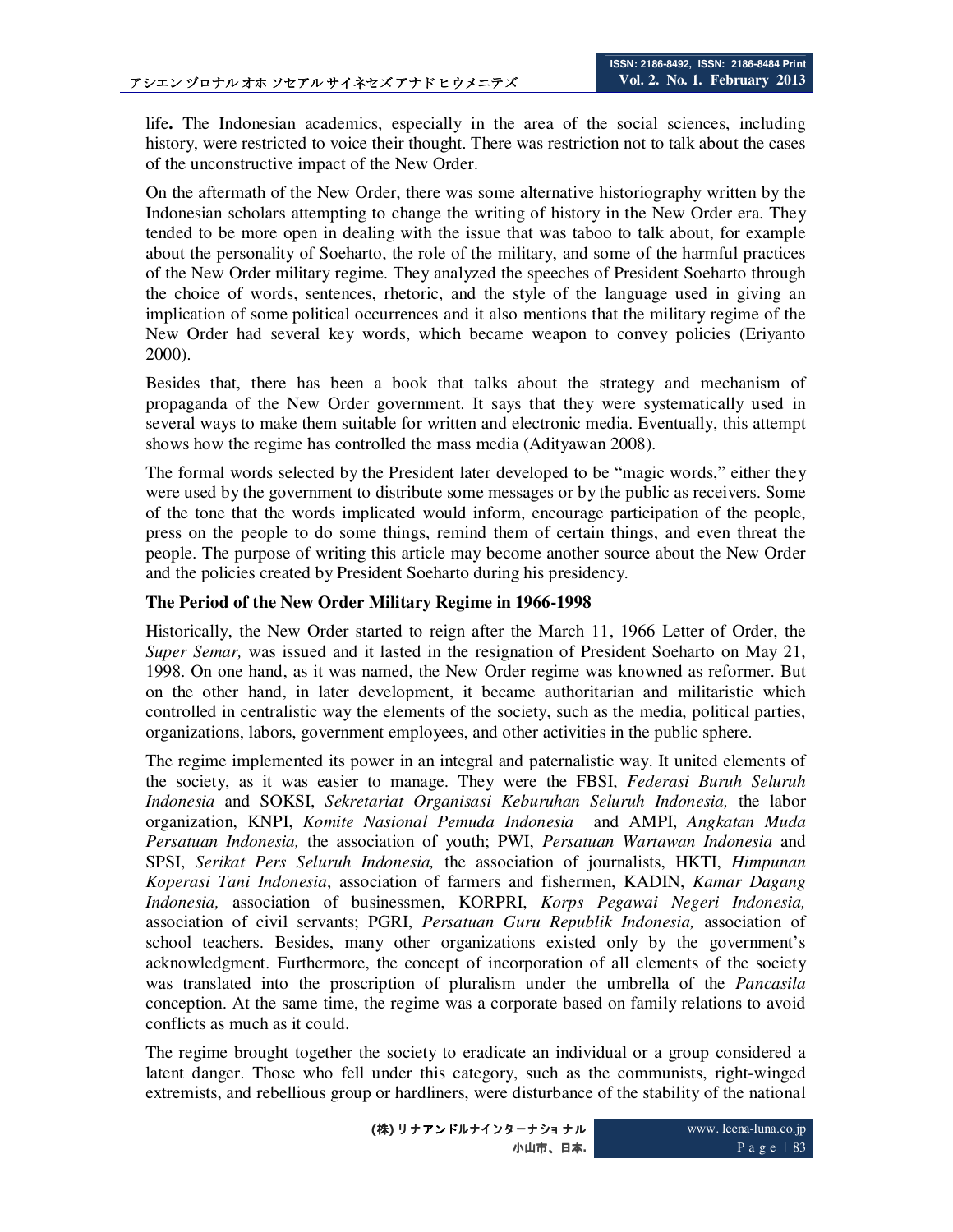life**.** The Indonesian academics, especially in the area of the social sciences, including history, were restricted to voice their thought. There was restriction not to talk about the cases of the unconstructive impact of the New Order.

On the aftermath of the New Order, there was some alternative historiography written by the Indonesian scholars attempting to change the writing of history in the New Order era. They tended to be more open in dealing with the issue that was taboo to talk about, for example about the personality of Soeharto, the role of the military, and some of the harmful practices of the New Order military regime. They analyzed the speeches of President Soeharto through the choice of words, sentences, rhetoric, and the style of the language used in giving an implication of some political occurrences and it also mentions that the military regime of the New Order had several key words, which became weapon to convey policies (Eriyanto 2000).

Besides that, there has been a book that talks about the strategy and mechanism of propaganda of the New Order government. It says that they were systematically used in several ways to make them suitable for written and electronic media. Eventually, this attempt shows how the regime has controlled the mass media (Adityawan 2008).

The formal words selected by the President later developed to be "magic words," either they were used by the government to distribute some messages or by the public as receivers. Some of the tone that the words implicated would inform, encourage participation of the people, press on the people to do some things, remind them of certain things, and even threat the people. The purpose of writing this article may become another source about the New Order and the policies created by President Soeharto during his presidency.

## The Period of the New Order Military Regime in 1966-1998

Historically, the New Order started to reign after the March 11, 1966 Letter of Order, the *Super Semar,* was issued and it lasted in the resignation of President Soeharto on May 21, 1998. On one hand, as it was named, the New Order regime was knowned as reformer. But on the other hand, in later development, it became authoritarian and militaristic which controlled in centralistic way the elements of the society, such as the media, political parties, organizations, labors, government employees, and other activities in the public sphere.

The regime implemented its power in an integral and paternalistic way. It united elements of the society, as it was easier to manage. They were the FBSI, *Federasi Buruh Seluruh Indonesia* and SOKSI, *Sekretariat Organisasi Keburuhan Seluruh Indonesia,* the labor organization, KNPI, *Komite Nasional Pemuda Indonesia* and AMPI, *Angkatan Muda Persatuan Indonesia,* the association of youth; PWI, *Persatuan Wartawan Indonesia* and SPSI, *Serikat Pers Seluruh Indonesia,* the association of journalists, HKTI, *Himpunan Koperasi Tani Indonesia*, association of farmers and fishermen, KADIN, *Kamar Dagang Indonesia,* association of businessmen, KORPRI, *Korps Pegawai Negeri Indonesia,* association of civil servants; PGRI, *Persatuan Guru Republik Indonesia,* association of school teachers. Besides, many other organizations existed only by the government's acknowledgment. Furthermore, the concept of incorporation of all elements of the society was translated into the proscription of pluralism under the umbrella of the *Pancasila* conception. At the same time, the regime was a corporate based on family relations to avoid conflicts as much as it could.

The regime brought together the society to eradicate an individual or a group considered a latent danger. Those who fell under this category, such as the communists, right-winged extremists, and rebellious group or hardliners, were disturbance of the stability of the national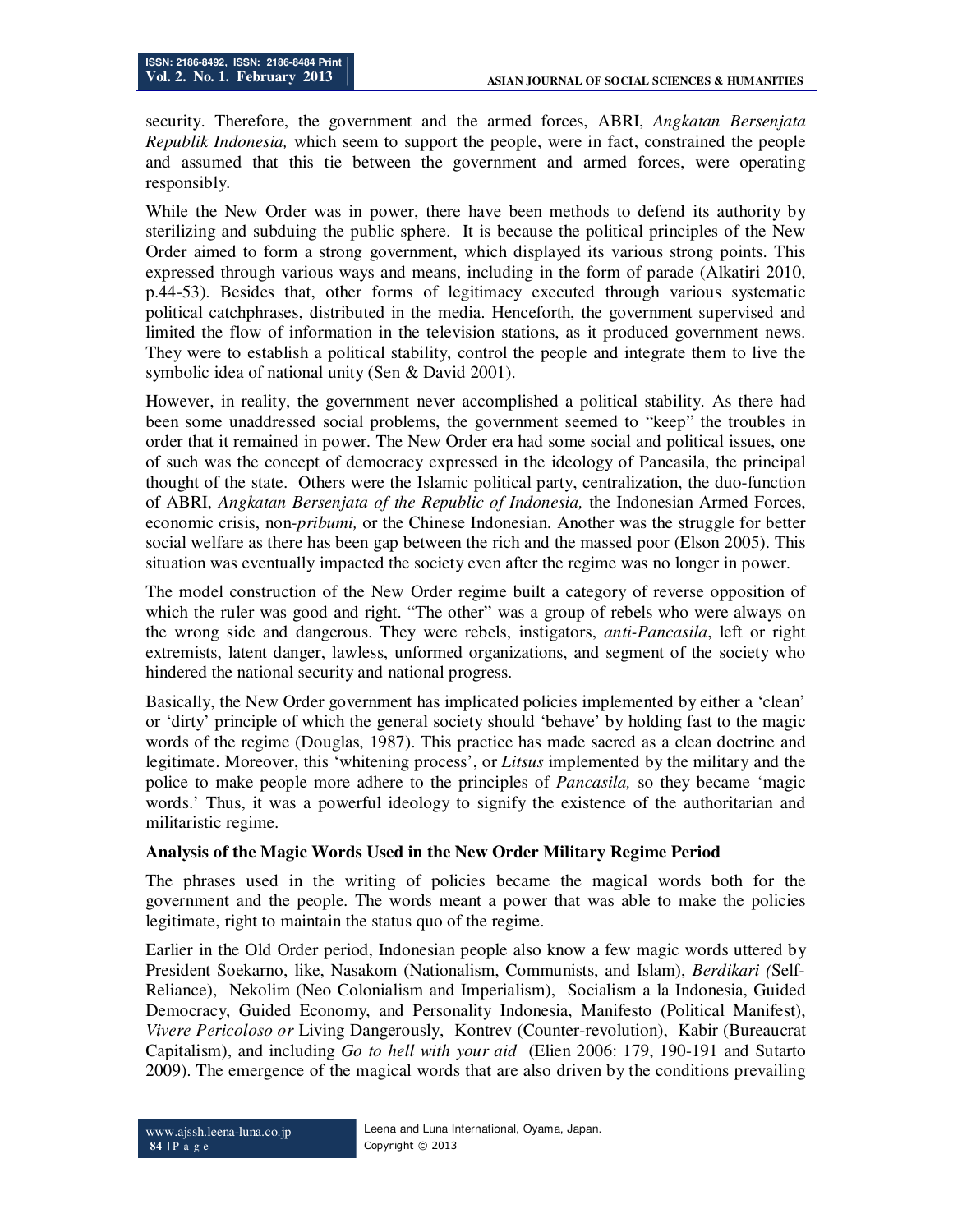security. Therefore, the government and the armed forces, ABRI, *Angkatan Bersenjata Republik Indonesia,* which seem to support the people, were in fact, constrained the people and assumed that this tie between the government and armed forces, were operating responsibly.

While the New Order was in power, there have been methods to defend its authority by sterilizing and subduing the public sphere. It is because the political principles of the New Order aimed to form a strong government, which displayed its various strong points. This expressed through various ways and means, including in the form of parade (Alkatiri 2010, p.44-53). Besides that, other forms of legitimacy executed through various systematic political catchphrases, distributed in the media. Henceforth, the government supervised and limited the flow of information in the television stations, as it produced government news. They were to establish a political stability, control the people and integrate them to live the symbolic idea of national unity (Sen & David 2001).

However, in reality, the government never accomplished a political stability. As there had been some unaddressed social problems, the government seemed to "keep" the troubles in order that it remained in power. The New Order era had some social and political issues, one of such was the concept of democracy expressed in the ideology of Pancasila, the principal thought of the state. Others were the Islamic political party, centralization, the duo-function of ABRI, *Angkatan Bersenjata of the Republic of Indonesia,* the Indonesian Armed Forces, economic crisis, non-*pribumi,* or the Chinese Indonesian. Another was the struggle for better social welfare as there has been gap between the rich and the massed poor (Elson 2005). This situation was eventually impacted the society even after the regime was no longer in power.

The model construction of the New Order regime built a category of reverse opposition of which the ruler was good and right. "The other" was a group of rebels who were always on the wrong side and dangerous. They were rebels, instigators, *anti-Pancasila*, left or right extremists, latent danger, lawless, unformed organizations, and segment of the society who hindered the national security and national progress.

Basically, the New Order government has implicated policies implemented by either a 'clean' or 'dirty' principle of which the general society should 'behave' by holding fast to the magic words of the regime (Douglas, 1987). This practice has made sacred as a clean doctrine and legitimate. Moreover, this 'whitening process', or *Litsus* implemented by the military and the police to make people more adhere to the principles of *Pancasila,* so they became 'magic words.' Thus, it was a powerful ideology to signify the existence of the authoritarian and militaristic regime.

### Analysis of the Magic Words Used in the New Order Military Regime Period

The phrases used in the writing of policies became the magical words both for the government and the people. The words meant a power that was able to make the policies legitimate, right to maintain the status quo of the regime.

Earlier in the Old Order period, Indonesian people also know a few magic words uttered by President Soekarno, like, Nasakom (Nationalism, Communists, and Islam), *Berdikari (*Self-Reliance), Nekolim (Neo Colonialism and Imperialism), Socialism a la Indonesia, Guided Democracy, Guided Economy, and Personality Indonesia, Manifesto (Political Manifest), *Vivere Pericoloso or* Living Dangerously, Kontrev (Counter-revolution), Kabir (Bureaucrat Capitalism), and including *Go to hell with your aid* (Elien 2006: 179, 190-191 and Sutarto 2009). The emergence of the magical words that are also driven by the conditions prevailing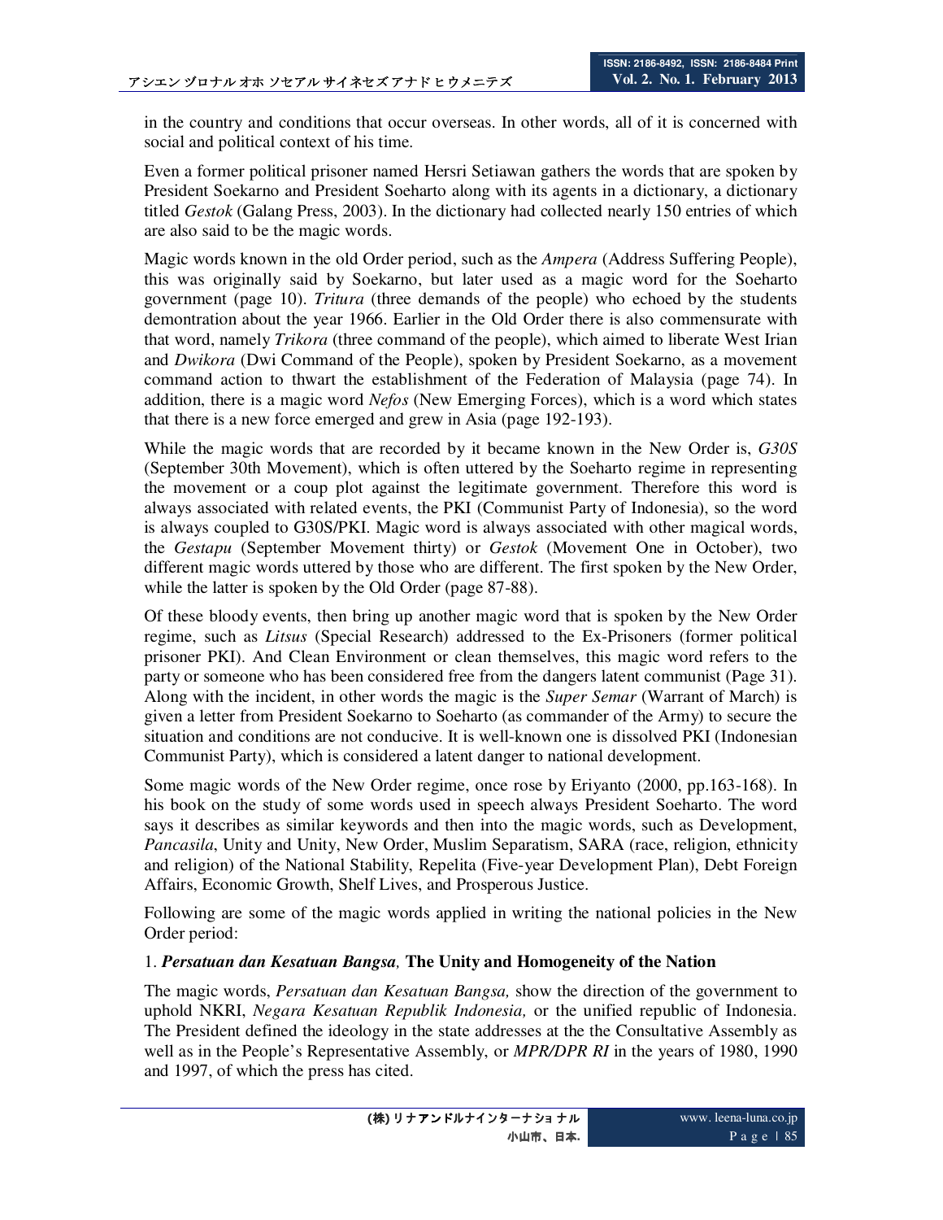in the country and conditions that occur overseas. In other words, all of it is concerned with social and political context of his time.

Even a former political prisoner named Hersri Setiawan gathers the words that are spoken by President Soekarno and President Soeharto along with its agents in a dictionary, a dictionary titled *Gestok* (Galang Press, 2003). In the dictionary had collected nearly 150 entries of which are also said to be the magic words.

Magic words known in the old Order period, such as the *Ampera* (Address Suffering People), this was originally said by Soekarno, but later used as a magic word for the Soeharto government (page 10). *Tritura* (three demands of the people) who echoed by the students demontration about the year 1966. Earlier in the Old Order there is also commensurate with that word, namely *Trikora* (three command of the people), which aimed to liberate West Irian and *Dwikora* (Dwi Command of the People), spoken by President Soekarno, as a movement command action to thwart the establishment of the Federation of Malaysia (page 74). In addition, there is a magic word *Nefos* (New Emerging Forces), which is a word which states that there is a new force emerged and grew in Asia (page 192-193).

While the magic words that are recorded by it became known in the New Order is, *G30S* (September 30th Movement), which is often uttered by the Soeharto regime in representing the movement or a coup plot against the legitimate government. Therefore this word is always associated with related events, the PKI (Communist Party of Indonesia), so the word is always coupled to G30S/PKI. Magic word is always associated with other magical words, the *Gestapu* (September Movement thirty) or *Gestok* (Movement One in October), two different magic words uttered by those who are different. The first spoken by the New Order, while the latter is spoken by the Old Order (page 87-88).

Of these bloody events, then bring up another magic word that is spoken by the New Order regime, such as *Litsus* (Special Research) addressed to the Ex-Prisoners (former political prisoner PKI). And Clean Environment or clean themselves, this magic word refers to the party or someone who has been considered free from the dangers latent communist (Page 31). Along with the incident, in other words the magic is the *Super Semar* (Warrant of March) is given a letter from President Soekarno to Soeharto (as commander of the Army) to secure the situation and conditions are not conducive. It is well-known one is dissolved PKI (Indonesian Communist Party), which is considered a latent danger to national development.

Some magic words of the New Order regime, once rose by Eriyanto (2000, pp.163-168). In his book on the study of some words used in speech always President Soeharto. The word says it describes as similar keywords and then into the magic words, such as Development, *Pancasila*, Unity and Unity, New Order, Muslim Separatism, SARA (race, religion, ethnicity and religion) of the National Stability, Repelita (Five-year Development Plan), Debt Foreign Affairs, Economic Growth, Shelf Lives, and Prosperous Justice.

Following are some of the magic words applied in writing the national policies in the New Order period:

### 1. ***Persatuan dan Kesatuan Bangsa,*** **The Unity and Homogeneity of the Nation**

The magic words, *Persatuan dan Kesatuan Bangsa,* show the direction of the government to uphold NKRI, *Negara Kesatuan Republik Indonesia,* or the unified republic of Indonesia. The President defined the ideology in the state addresses at the the Consultative Assembly as well as in the People's Representative Assembly, or *MPR/DPR RI* in the years of 1980, 1990 and 1997, of which the press has cited.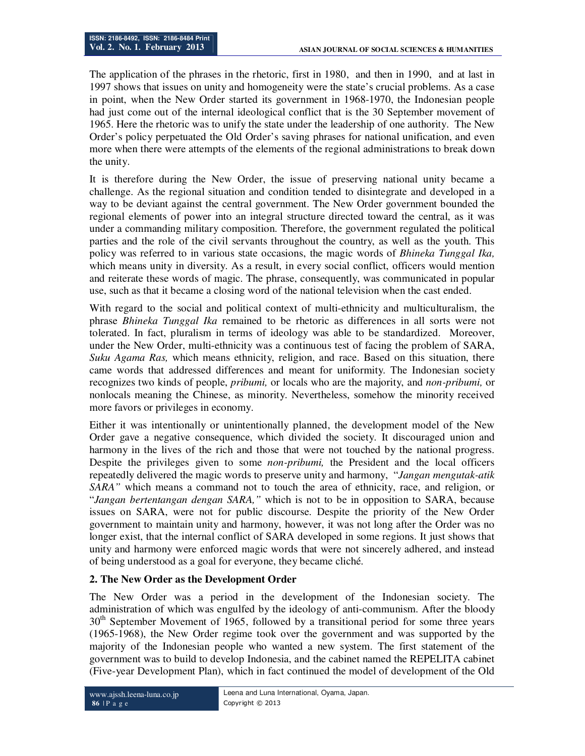The application of the phrases in the rhetoric, first in 1980, and then in 1990, and at last in 1997 shows that issues on unity and homogeneity were the state's crucial problems. As a case in point, when the New Order started its government in 1968-1970, the Indonesian people had just come out of the internal ideological conflict that is the 30 September movement of 1965. Here the rhetoric was to unify the state under the leadership of one authority. The New Order's policy perpetuated the Old Order's saving phrases for national unification, and even more when there were attempts of the elements of the regional administrations to break down the unity.

It is therefore during the New Order, the issue of preserving national unity became a challenge. As the regional situation and condition tended to disintegrate and developed in a way to be deviant against the central government. The New Order government bounded the regional elements of power into an integral structure directed toward the central, as it was under a commanding military composition. Therefore, the government regulated the political parties and the role of the civil servants throughout the country, as well as the youth. This policy was referred to in various state occasions, the magic words of *Bhineka Tunggal Ika,* which means unity in diversity. As a result, in every social conflict, officers would mention and reiterate these words of magic. The phrase, consequently, was communicated in popular use, such as that it became a closing word of the national television when the cast ended.

With regard to the social and political context of multi-ethnicity and multiculturalism, the phrase *Bhineka Tunggal Ika* remained to be rhetoric as differences in all sorts were not tolerated. In fact, pluralism in terms of ideology was able to be standardized. Moreover, under the New Order, multi-ethnicity was a continuous test of facing the problem of SARA, *Suku Agama Ras,* which means ethnicity, religion, and race. Based on this situation, there came words that addressed differences and meant for uniformity. The Indonesian society recognizes two kinds of people, *pribumi,* or locals who are the majority, and *non-pribumi,* or nonlocals meaning the Chinese, as minority. Nevertheless, somehow the minority received more favors or privileges in economy.

Either it was intentionally or unintentionally planned, the development model of the New Order gave a negative consequence, which divided the society. It discouraged union and harmony in the lives of the rich and those that were not touched by the national progress. Despite the privileges given to some *non-pribumi,* the President and the local officers repeatedly delivered the magic words to preserve unity and harmony, "*Jangan mengutak-atik SARA"* which means a command not to touch the area of ethnicity, race, and religion, or "*Jangan bertentangan dengan SARA,"* which is not to be in opposition to SARA, because issues on SARA, were not for public discourse. Despite the priority of the New Order government to maintain unity and harmony, however, it was not long after the Order was no longer exist, that the internal conflict of SARA developed in some regions. It just shows that unity and harmony were enforced magic words that were not sincerely adhered, and instead of being understood as a goal for everyone, they became cliché.

## 2. The New Order as the Development Order

The New Order was a period in the development of the Indonesian society. The administration of which was engulfed by the ideology of anti-communism. After the bloody 30th September Movement of 1965, followed by a transitional period for some three years (1965-1968), the New Order regime took over the government and was supported by the majority of the Indonesian people who wanted a new system. The first statement of the government was to build to develop Indonesia, and the cabinet named the REPELITA cabinet (Five-year Development Plan), which in fact continued the model of development of the Old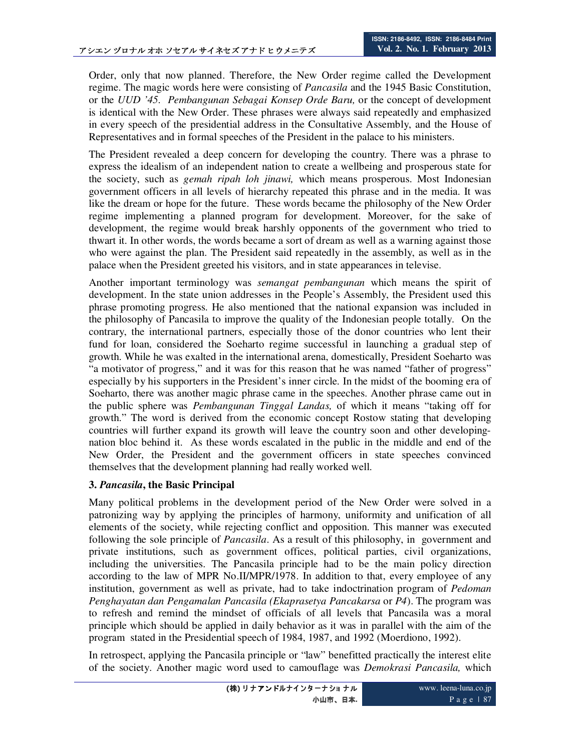Order, only that now planned. Therefore, the New Order regime called the Development regime. The magic words here were consisting of *Pancasila* and the 1945 Basic Constitution, or the *UUD '45*. *Pembangunan Sebagai Konsep Orde Baru,* or the concept of development is identical with the New Order. These phrases were always said repeatedly and emphasized in every speech of the presidential address in the Consultative Assembly, and the House of Representatives and in formal speeches of the President in the palace to his ministers.

The President revealed a deep concern for developing the country. There was a phrase to express the idealism of an independent nation to create a wellbeing and prosperous state for the society, such as *gemah ripah loh jinawi,* which means prosperous. Most Indonesian government officers in all levels of hierarchy repeated this phrase and in the media. It was like the dream or hope for the future. These words became the philosophy of the New Order regime implementing a planned program for development. Moreover, for the sake of development, the regime would break harshly opponents of the government who tried to thwart it. In other words, the words became a sort of dream as well as a warning against those who were against the plan. The President said repeatedly in the assembly, as well as in the palace when the President greeted his visitors, and in state appearances in televise.

Another important terminology was *semangat pembangunan* which means the spirit of development. In the state union addresses in the People's Assembly, the President used this phrase promoting progress. He also mentioned that the national expansion was included in the philosophy of Pancasila to improve the quality of the Indonesian people totally. On the contrary, the international partners, especially those of the donor countries who lent their fund for loan, considered the Soeharto regime successful in launching a gradual step of growth. While he was exalted in the international arena, domestically, President Soeharto was "a motivator of progress," and it was for this reason that he was named "father of progress" especially by his supporters in the President's inner circle. In the midst of the booming era of Soeharto, there was another magic phrase came in the speeches. Another phrase came out in the public sphere was *Pembangunan Tinggal Landas,* of which it means "taking off for growth." The word is derived from the economic concept Rostow stating that developing countries will further expand its growth will leave the country soon and other developing-nation bloc behind it. As these words escalated in the public in the middle and end of the New Order, the President and the government officers in state speeches convinced themselves that the development planning had really worked well.

### 3. *Pancasila*, the Basic Principal

Many political problems in the development period of the New Order were solved in a patronizing way by applying the principles of harmony, uniformity and unification of all elements of the society, while rejecting conflict and opposition. This manner was executed following the sole principle of *Pancasila*. As a result of this philosophy, in government and private institutions, such as government offices, political parties, civil organizations, including the universities. The Pancasila principle had to be the main policy direction according to the law of MPR No.II/MPR/1978. In addition to that, every employee of any institution, government as well as private, had to take indoctrination program of *Pedoman Penghayatan dan Pengamalan Pancasila (Ekaprasetya Pancakarsa* or *P4*). The program was to refresh and remind the mindset of officials of all levels that Pancasila was a moral principle which should be applied in daily behavior as it was in parallel with the aim of the program stated in the Presidential speech of 1984, 1987, and 1992 (Moerdiono, 1992).

In retrospect, applying the Pancasila principle or "law" benefitted practically the interest elite of the society. Another magic word used to camouflage was *Demokrasi Pancasila,* which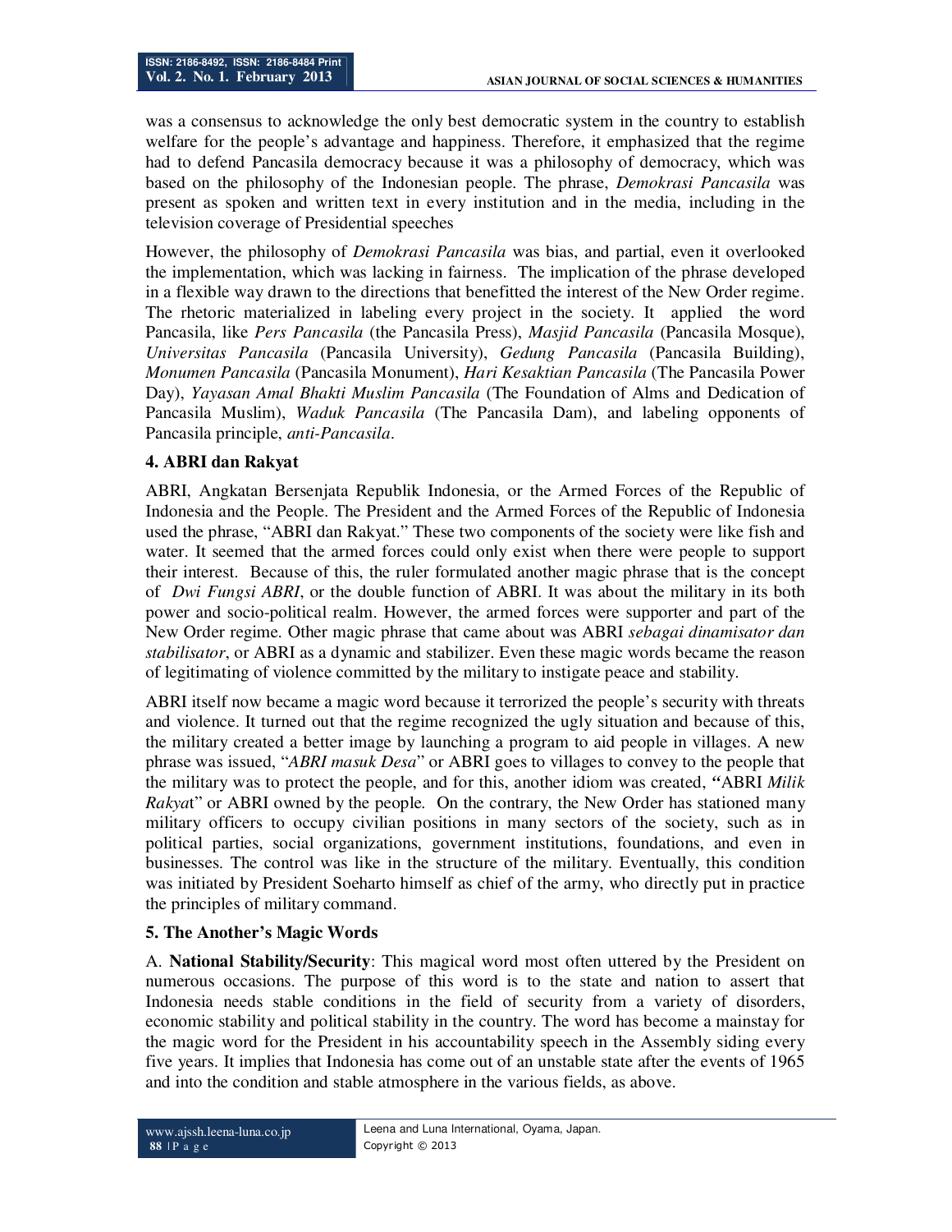was a consensus to acknowledge the only best democratic system in the country to establish welfare for the people's advantage and happiness. Therefore, it emphasized that the regime had to defend Pancasila democracy because it was a philosophy of democracy, which was based on the philosophy of the Indonesian people. The phrase, *Demokrasi Pancasila* was present as spoken and written text in every institution and in the media, including in the television coverage of Presidential speeches

However, the philosophy of *Demokrasi Pancasila* was bias, and partial, even it overlooked the implementation, which was lacking in fairness. The implication of the phrase developed in a flexible way drawn to the directions that benefitted the interest of the New Order regime. The rhetoric materialized in labeling every project in the society. It applied the word Pancasila, like *Pers Pancasila* (the Pancasila Press), *Masjid Pancasila* (Pancasila Mosque), *Universitas Pancasila* (Pancasila University), *Gedung Pancasila* (Pancasila Building), *Monumen Pancasila* (Pancasila Monument), *Hari Kesaktian Pancasila* (The Pancasila Power Day), *Yayasan Amal Bhakti Muslim Pancasila* (The Foundation of Alms and Dedication of Pancasila Muslim), *Waduk Pancasila* (The Pancasila Dam), and labeling opponents of Pancasila principle, *anti-Pancasila*.

## 4. ABRI dan Rakyat

ABRI, Angkatan Bersenjata Republik Indonesia, or the Armed Forces of the Republic of Indonesia and the People. The President and the Armed Forces of the Republic of Indonesia used the phrase, "ABRI dan Rakyat." These two components of the society were like fish and water. It seemed that the armed forces could only exist when there were people to support their interest. Because of this, the ruler formulated another magic phrase that is the concept of *Dwi Fungsi ABRI*, or the double function of ABRI. It was about the military in its both power and socio-political realm. However, the armed forces were supporter and part of the New Order regime. Other magic phrase that came about was ABRI *sebagai dinamisator dan stabilisator*, or ABRI as a dynamic and stabilizer. Even these magic words became the reason of legitimating of violence committed by the military to instigate peace and stability.

ABRI itself now became a magic word because it terrorized the people's security with threats and violence. It turned out that the regime recognized the ugly situation and because of this, the military created a better image by launching a program to aid people in villages. A new phrase was issued, "*ABRI masuk Desa*" or ABRI goes to villages to convey to the people that the military was to protect the people, and for this, another idiom was created, "ABRI *Milik Rakya*t" or ABRI owned by the people. On the contrary, the New Order has stationed many military officers to occupy civilian positions in many sectors of the society, such as in political parties, social organizations, government institutions, foundations, and even in businesses. The control was like in the structure of the military. Eventually, this condition was initiated by President Soeharto himself as chief of the army, who directly put in practice the principles of military command.

## 5. The Another's Magic Words

A. **National Stability/Security**: This magical word most often uttered by the President on numerous occasions. The purpose of this word is to the state and nation to assert that Indonesia needs stable conditions in the field of security from a variety of disorders, economic stability and political stability in the country. The word has become a mainstay for the magic word for the President in his accountability speech in the Assembly siding every five years. It implies that Indonesia has come out of an unstable state after the events of 1965 and into the condition and stable atmosphere in the various fields, as above.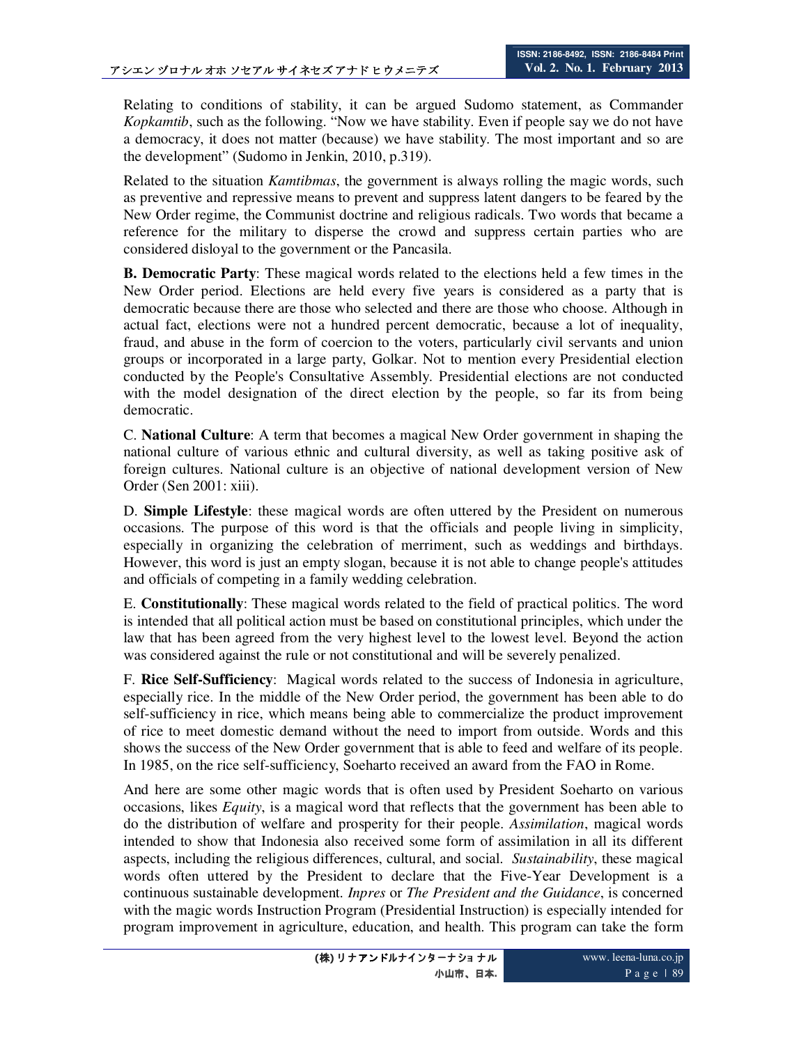Relating to conditions of stability, it can be argued Sudomo statement, as Commander *Kopkamtib*, such as the following. "Now we have stability. Even if people say we do not have a democracy, it does not matter (because) we have stability. The most important and so are the development" (Sudomo in Jenkin, 2010, p.319).

Related to the situation *Kamtibmas*, the government is always rolling the magic words, such as preventive and repressive means to prevent and suppress latent dangers to be feared by the New Order regime, the Communist doctrine and religious radicals. Two words that became a reference for the military to disperse the crowd and suppress certain parties who are considered disloyal to the government or the Pancasila.

**B. Democratic Party**: These magical words related to the elections held a few times in the New Order period. Elections are held every five years is considered as a party that is democratic because there are those who selected and there are those who choose. Although in actual fact, elections were not a hundred percent democratic, because a lot of inequality, fraud, and abuse in the form of coercion to the voters, particularly civil servants and union groups or incorporated in a large party, Golkar. Not to mention every Presidential election conducted by the People's Consultative Assembly. Presidential elections are not conducted with the model designation of the direct election by the people, so far its from being democratic.

C. **National Culture**: A term that becomes a magical New Order government in shaping the national culture of various ethnic and cultural diversity, as well as taking positive ask of foreign cultures. National culture is an objective of national development version of New Order (Sen 2001: xiii).

D. **Simple Lifestyle**: these magical words are often uttered by the President on numerous occasions. The purpose of this word is that the officials and people living in simplicity, especially in organizing the celebration of merriment, such as weddings and birthdays. However, this word is just an empty slogan, because it is not able to change people's attitudes and officials of competing in a family wedding celebration.

E. **Constitutionally**: These magical words related to the field of practical politics. The word is intended that all political action must be based on constitutional principles, which under the law that has been agreed from the very highest level to the lowest level. Beyond the action was considered against the rule or not constitutional and will be severely penalized.

F. **Rice Self-Sufficiency**: Magical words related to the success of Indonesia in agriculture, especially rice. In the middle of the New Order period, the government has been able to do self-sufficiency in rice, which means being able to commercialize the product improvement of rice to meet domestic demand without the need to import from outside. Words and this shows the success of the New Order government that is able to feed and welfare of its people. In 1985, on the rice self-sufficiency, Soeharto received an award from the FAO in Rome.

And here are some other magic words that is often used by President Soeharto on various occasions, likes *Equity*, is a magical word that reflects that the government has been able to do the distribution of welfare and prosperity for their people. *Assimilation*, magical words intended to show that Indonesia also received some form of assimilation in all its different aspects, including the religious differences, cultural, and social. *Sustainability*, these magical words often uttered by the President to declare that the Five-Year Development is a continuous sustainable development. *Inpres* or *The President and the Guidance*, is concerned with the magic words Instruction Program (Presidential Instruction) is especially intended for program improvement in agriculture, education, and health. This program can take the form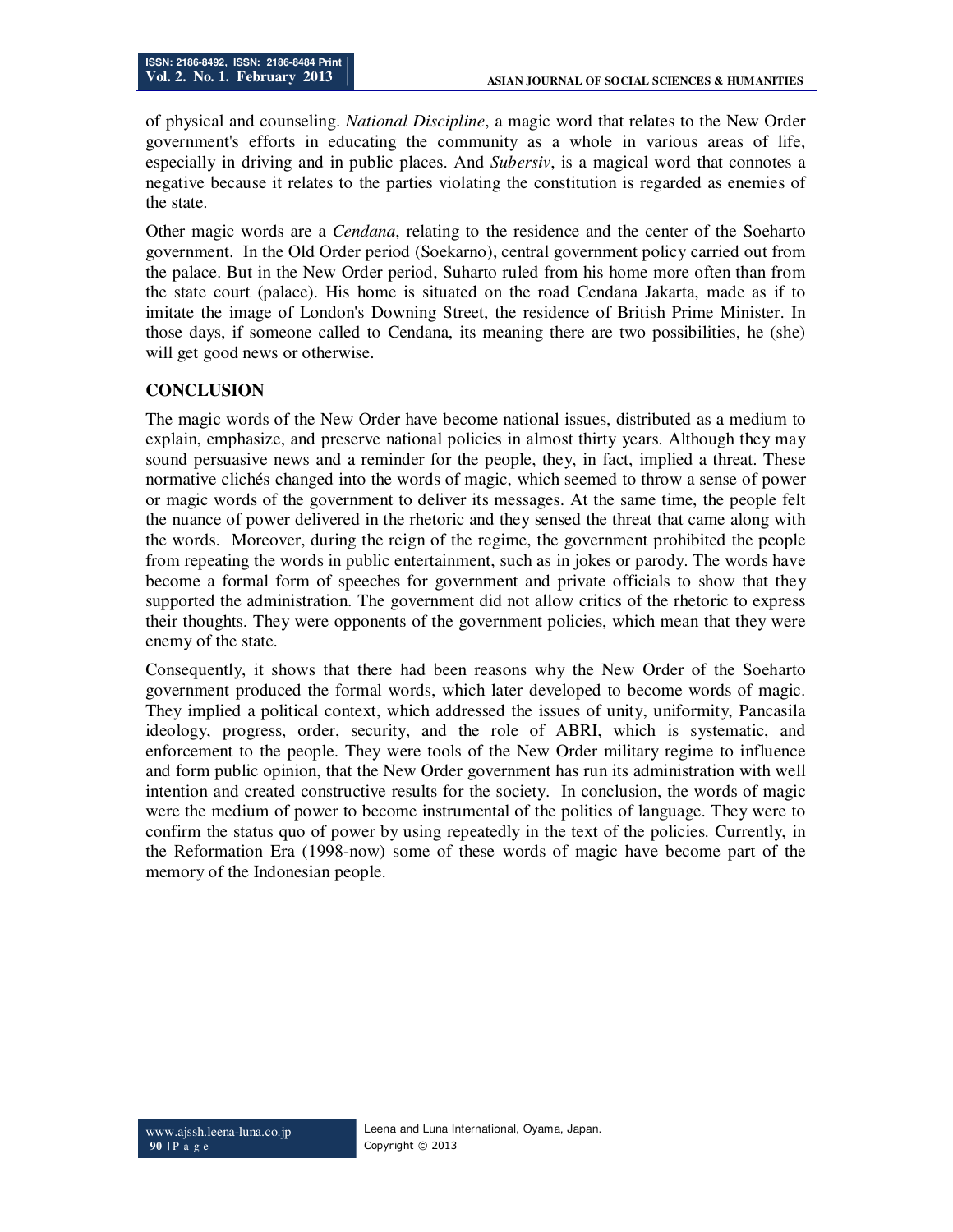of physical and counseling. *National Discipline*, a magic word that relates to the New Order government's efforts in educating the community as a whole in various areas of life, especially in driving and in public places. And *Subersiv*, is a magical word that connotes a negative because it relates to the parties violating the constitution is regarded as enemies of the state.

Other magic words are a *Cendana*, relating to the residence and the center of the Soeharto government. In the Old Order period (Soekarno), central government policy carried out from the palace. But in the New Order period, Suharto ruled from his home more often than from the state court (palace). His home is situated on the road Cendana Jakarta, made as if to imitate the image of London's Downing Street, the residence of British Prime Minister. In those days, if someone called to Cendana, its meaning there are two possibilities, he (she) will get good news or otherwise.

## CONCLUSION

The magic words of the New Order have become national issues, distributed as a medium to explain, emphasize, and preserve national policies in almost thirty years. Although they may sound persuasive news and a reminder for the people, they, in fact, implied a threat. These normative clichés changed into the words of magic, which seemed to throw a sense of power or magic words of the government to deliver its messages. At the same time, the people felt the nuance of power delivered in the rhetoric and they sensed the threat that came along with the words. Moreover, during the reign of the regime, the government prohibited the people from repeating the words in public entertainment, such as in jokes or parody. The words have become a formal form of speeches for government and private officials to show that they supported the administration. The government did not allow critics of the rhetoric to express their thoughts. They were opponents of the government policies, which mean that they were enemy of the state.

Consequently, it shows that there had been reasons why the New Order of the Soeharto government produced the formal words, which later developed to become words of magic. They implied a political context, which addressed the issues of unity, uniformity, Pancasila ideology, progress, order, security, and the role of ABRI, which is systematic, and enforcement to the people. They were tools of the New Order military regime to influence and form public opinion, that the New Order government has run its administration with well intention and created constructive results for the society. In conclusion, the words of magic were the medium of power to become instrumental of the politics of language. They were to confirm the status quo of power by using repeatedly in the text of the policies. Currently, in the Reformation Era (1998-now) some of these words of magic have become part of the memory of the Indonesian people.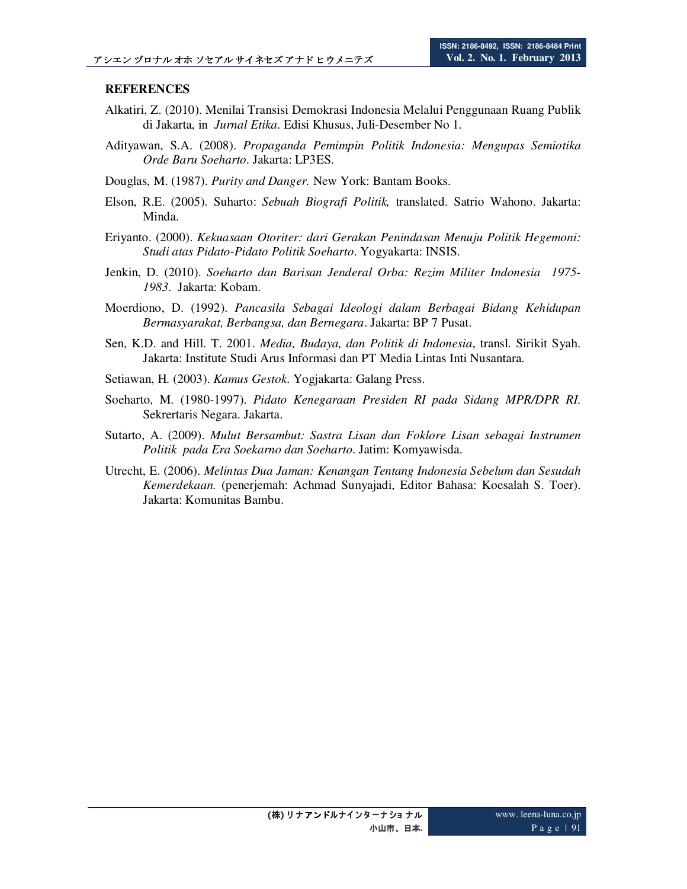## REFERENCES

Alkatiri, Z. (2010). Menilai Transisi Demokrasi Indonesia Melalui Penggunaan Ruang Publik di Jakarta, in *Jurnal Etika*. Edisi Khusus, Juli-Desember No 1.

Adityawan, S.A. (2008). *Propaganda Pemimpin Politik Indonesia: Mengupas Semiotika Orde Baru Soeharto*. Jakarta: LP3ES.

Douglas, M. (1987). *Purity and Danger.* New York: Bantam Books.

Elson, R.E. (2005). Suharto: *Sebuah Biografi Politik,* translated. Satrio Wahono. Jakarta: Minda.

Eriyanto. (2000). *Kekuasaan Otoriter: dari Gerakan Penindasan Menuju Politik Hegemoni: Studi atas Pidato-Pidato Politik Soeharto*. Yogyakarta: INSIS.

Jenkin, D. (2010). *Soeharto dan Barisan Jenderal Orba: Rezim Militer Indonesia 1975-1983.* Jakarta: Kobam.

Moerdiono, D. (1992). *Pancasila Sebagai Ideologi dalam Berbagai Bidang Kehidupan Bermasyarakat, Berbangsa, dan Bernegara*. Jakarta: BP 7 Pusat.

Sen, K.D. and Hill. T. 2001. *Media, Budaya, dan Politik di Indonesia*, transl. Sirikit Syah. Jakarta: Institute Studi Arus Informasi dan PT Media Lintas Inti Nusantara.

Setiawan, H. (2003). *Kamus Gestok*. Yogjakarta: Galang Press.

Soeharto, M. (1980-1997). *Pidato Kenegaraan Presiden RI pada Sidang MPR/DPR RI.* Sekrertaris Negara. Jakarta.

Sutarto, A. (2009). *Mulut Bersambut: Sastra Lisan dan Foklore Lisan sebagai Instrumen Politik pada Era Soekarno dan Soeharto*. Jatim: Komyawisda.

Utrecht, E. (2006). *Melintas Dua Jaman: Kenangan Tentang Indonesia Sebelum dan Sesudah Kemerdekaan.* (penerjemah: Achmad Sunyajadi, Editor Bahasa: Koesalah S. Toer). Jakarta: Komunitas Bambu.